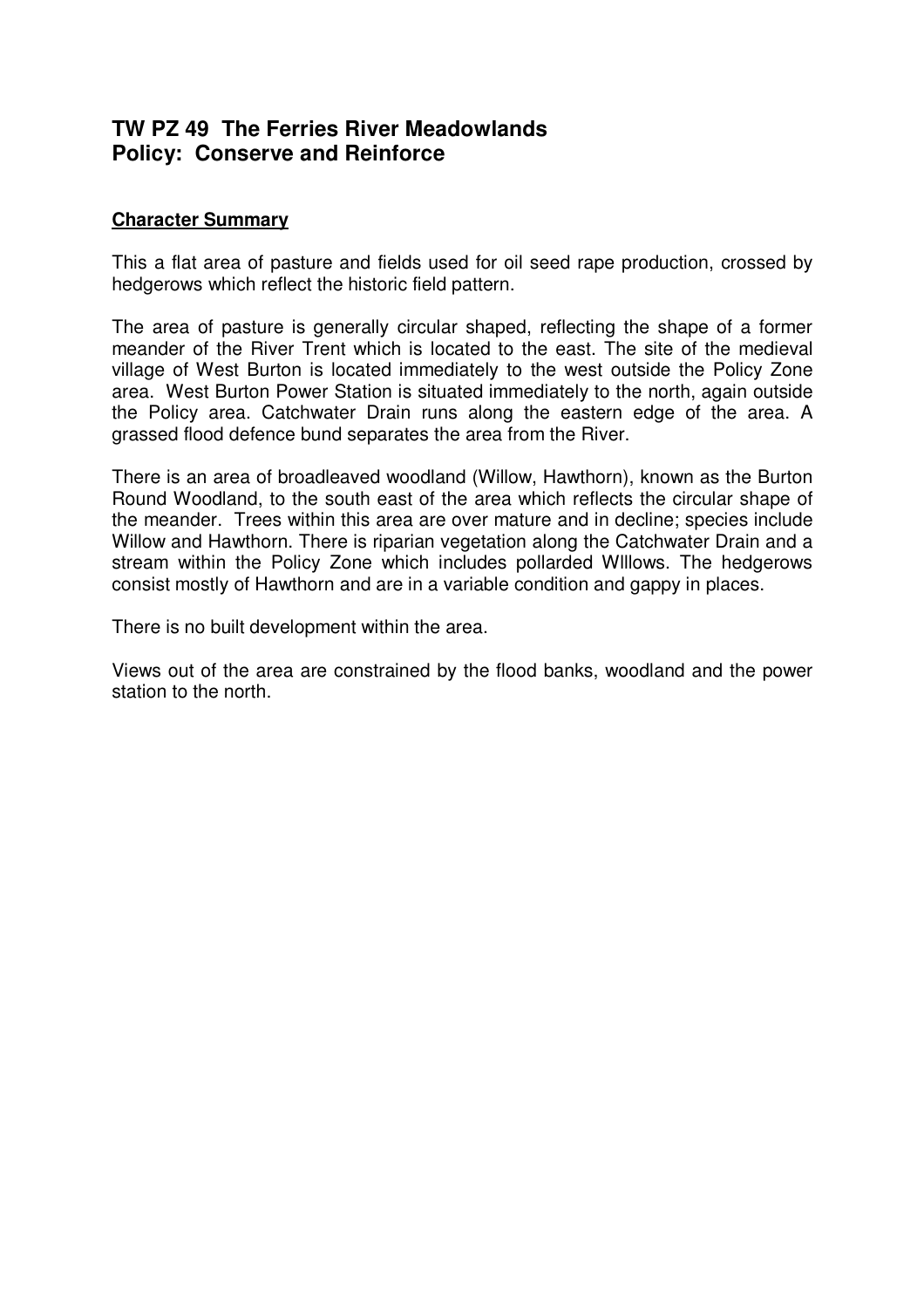## TW PZ 49 The Ferries River Meadowlands
## Policy: Conserve and Reinforce

**Character Summary**

This a flat area of pasture and fields used for oil seed rape production, crossed by hedgerows which reflect the historic field pattern.

The area of pasture is generally circular shaped, reflecting the shape of a former meander of the River Trent which is located to the east. The site of the medieval village of West Burton is located immediately to the west outside the Policy Zone area. West Burton Power Station is situated immediately to the north, again outside the Policy area. Catchwater Drain runs along the eastern edge of the area. A grassed flood defence bund separates the area from the River.

There is an area of broadleaved woodland (Willow, Hawthorn), known as the Burton Round Woodland, to the south east of the area which reflects the circular shape of the meander. Trees within this area are over mature and in decline; species include Willow and Hawthorn. There is riparian vegetation along the Catchwater Drain and a stream within the Policy Zone which includes pollarded Wlllows. The hedgerows consist mostly of Hawthorn and are in a variable condition and gappy in places.

There is no built development within the area.

Views out of the area are constrained by the flood banks, woodland and the power station to the north.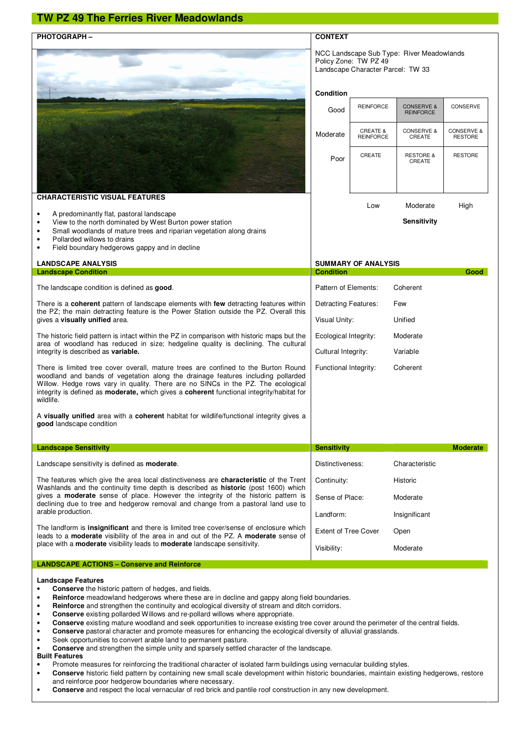# TW PZ 49 The Ferries River Meadowlands

**PHOTOGRAPH –**

**CHARACTERISTIC VISUAL FEATURES**

- A predominantly flat, pastoral landscape
- View to the north dominated by West Burton power station
- Small woodlands of mature trees and riparian vegetation along drains
- Pollarded willows to drains
- Field boundary hedgerows gappy and in decline

**CONTEXT**

NCC Landscape Sub Type: River Meadowlands
Policy Zone: TW PZ 49
Landscape Character Parcel: TW 33

**Condition**

| | | | |
|---|---|---|---|
| Good | REINFORCE | CONSERVE & REINFORCE | CONSERVE |
| Moderate | CREATE & REINFORCE | CONSERVE & CREATE | CONSERVE & RESTORE |
| Poor | CREATE | RESTORE & CREATE | RESTORE |
| | Low | Moderate | High |

**Sensitivity**

## LANDSCAPE ANALYSIS

### Landscape Condition

The landscape condition is defined as **good**.

There is a **coherent** pattern of landscape elements with **few** detracting features within the PZ; the main detracting feature is the Power Station outside the PZ. Overall this gives a **visually unified** area.

The historic field pattern is intact within the PZ in comparison with historic maps but the area of woodland has reduced in size; hedgeline quality is declining. The cultural integrity is described as **variable.**

There is limited tree cover overall, mature trees are confined to the Burton Round woodland and bands of vegetation along the drainage features including pollarded Willow. Hedge rows vary in quality. There are no SINCs in the PZ. The ecological integrity is defined as **moderate,** which gives a **coherent** functional integrity/habitat for wildlife.

A **visually unified** area with a **coherent** habitat for wildlife/functional integrity gives a **good** landscape condition

### Landscape Sensitivity

Landscape sensitivity is defined as **moderate**.

The features which give the area local distinctiveness are **characteristic** of the Trent Washlands and the continuity time depth is described as **historic** (post 1600) which gives a **moderate** sense of place. However the integrity of the historic pattern is declining due to tree and hedgerow removal and change from a pastoral land use to arable production.

The landform is **insignificant** and there is limited tree cover/sense of enclosure which leads to a **moderate** visibility of the area in and out of the PZ. A **moderate** sense of place with a **moderate** visibility leads to **moderate** landscape sensitivity.

## SUMMARY OF ANALYSIS

| Condition | Good |
|---|---|
| Pattern of Elements: | Coherent |
| Detracting Features: | Few |
| Visual Unity: | Unified |
| Ecological Integrity: | Moderate |
| Cultural Integrity: | Variable |
| Functional Integrity: | Coherent |

| Sensitivity | Moderate |
|---|---|
| Distinctiveness: | Characteristic |
| Continuity: | Historic |
| Sense of Place: | Moderate |
| Landform: | Insignificant |
| Extent of Tree Cover | Open |
| Visibility: | Moderate |

## LANDSCAPE ACTIONS – Conserve and Reinforce

**Landscape Features**

- **Conserve** the historic pattern of hedges, and fields.
- **Reinforce** meadowland hedgerows where these are in decline and gappy along field boundaries.
- **Reinforce** and strengthen the continuity and ecological diversity of stream and ditch corridors.
- **Conserve** existing pollarded Willows and re-pollard willows where appropriate.
- **Conserve** existing mature woodland and seek opportunities to increase existing tree cover around the perimeter of the central fields.
- **Conserve** pastoral character and promote measures for enhancing the ecological diversity of alluvial grasslands.
- Seek opportunities to convert arable land to permanent pasture.
- **Conserve** and strengthen the simple unity and sparsely settled character of the landscape.

**Built Features**

- Promote measures for reinforcing the traditional character of isolated farm buildings using vernacular building styles.
- **Conserve** historic field pattern by containing new small scale development within historic boundaries, maintain existing hedgerows, restore and reinforce poor hedgerow boundaries where necessary.
- **Conserve** and respect the local vernacular of red brick and pantile roof construction in any new development.